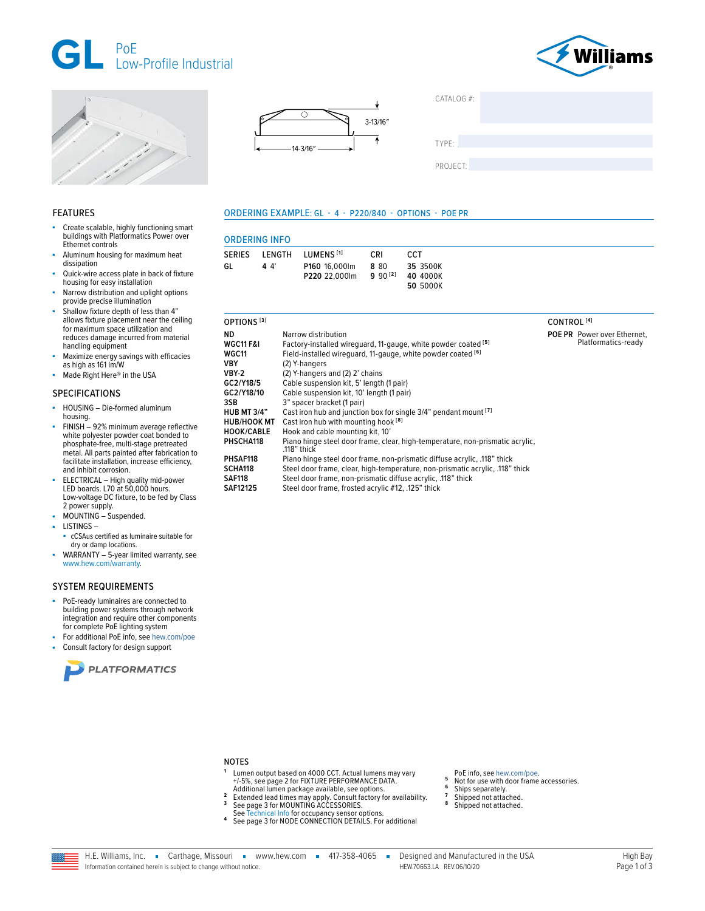# GL PoE Low-Profile Industrial

3-13/16"

14-3/16"

CATALOG #:

TYPE:

PROJECT:

## FEATURES

- Create scalable, highly functioning smart buildings with Platformatics Power over Ethernet controls
- Aluminum housing for maximum heat dissipation
- Quick-wire access plate in back of fixture housing for easy installation
- Narrow distribution and uplight options provide precise illumination
- Shallow fixture depth of less than 4" allows fixture placement near the ceiling for maximum space utilization and reduces damage incurred from material handling equipment
- Maximize energy savings with efficacies as high as 161 lm/W
- Made Right Here® in the USA

## SPECIFICATIONS

- HOUSING – Die-formed aluminum housing.
- FINISH – 92% minimum average reflective white polyester powder coat bonded to phosphate-free, multi-stage pretreated metal. All parts painted after fabrication to facilitate installation, increase efficiency, and inhibit corrosion.
- ELECTRICAL – High quality mid-power LED boards. L70 at 50,000 hours. Low-voltage DC fixture, to be fed by Class 2 power supply.
- MOUNTING – Suspended.
- LISTINGS –
  - cCSAus certified as luminaire suitable for dry or damp locations.
- WARRANTY – 5-year limited warranty, see www.hew.com/warranty.

## SYSTEM REQUIREMENTS

- PoE-ready luminaires are connected to building power systems through network integration and require other components for complete PoE lighting system
- For additional PoE info, see hew.com/poe
- Consult factory for design support

PLATFORMATICS

## ORDERING EXAMPLE: GL - 4 - P220/840 - OPTIONS - POE PR

## ORDERING INFO

| SERIES | LENGTH | LUMENS [1] | CRI | CCT |
|---|---|---|---|---|
| **GL** | **4** 4' | **P160** 16,000lm | **8** 80 | **35** 3500K |
| | | **P220** 22,000lm | **9** 90 [2] | **40** 4000K |
| | | | | **50** 5000K |

| OPTIONS [3] | |
|---|---|
| **ND** | Narrow distribution |
| **WGC11 F&I** | Factory-installed wireguard, 11-gauge, white powder coated [5] |
| **WGC11** | Field-installed wireguard, 11-gauge, white powder coated [6] |
| **VBY** | (2) Y-hangers |
| **VBY-2** | (2) Y-hangers and (2) 2' chains |
| **GC2/Y18/5** | Cable suspension kit, 5' length (1 pair) |
| **GC2/Y18/10** | Cable suspension kit, 10' length (1 pair) |
| **3SB** | 3" spacer bracket (1 pair) |
| **HUB MT 3/4"** | Cast iron hub and junction box for single 3/4" pendant mount [7] |
| **HUB/HOOK MT** | Cast iron hub with mounting hook [8] |
| **HOOK/CABLE** | Hook and cable mounting kit, 10' |
| **PHSCHA118** | Piano hinge steel door frame, clear, high-temperature, non-prismatic acrylic, .118" thick |
| **PHSAF118** | Piano hinge steel door frame, non-prismatic diffuse acrylic, .118" thick |
| **SCHA118** | Steel door frame, clear, high-temperature, non-prismatic acrylic, .118" thick |
| **SAF118** | Steel door frame, non-prismatic diffuse acrylic, .118" thick |
| **SAF12125** | Steel door frame, frosted acrylic #12, .125" thick |

| CONTROL [4] | |
|---|---|
| **POE PR** | Power over Ethernet, Platformatics-ready |

## NOTES

1. Lumen output based on 4000 CCT. Actual lumens may vary +/-5%, see page 2 for FIXTURE PERFORMANCE DATA. Additional lumen package available, see options.
2. Extended lead times may apply. Consult factory for availability.
3. See page 3 for MOUNTING ACCESSORIES. See Technical Info for occupancy sensor options.
4. See page 3 for NODE CONNECTION DETAILS. For additional PoE info, see hew.com/poe.
5. Not for use with door frame accessories.
6. Ships separately.
7. Shipped not attached.
8. Shipped not attached.

H.E. Williams, Inc. ▪ Carthage, Missouri ▪ www.hew.com ▪ 417-358-4065 ▪ Designed and Manufactured in the USA

Information contained herein is subject to change without notice. HEW.70663.LA REV.06/10/20

High Bay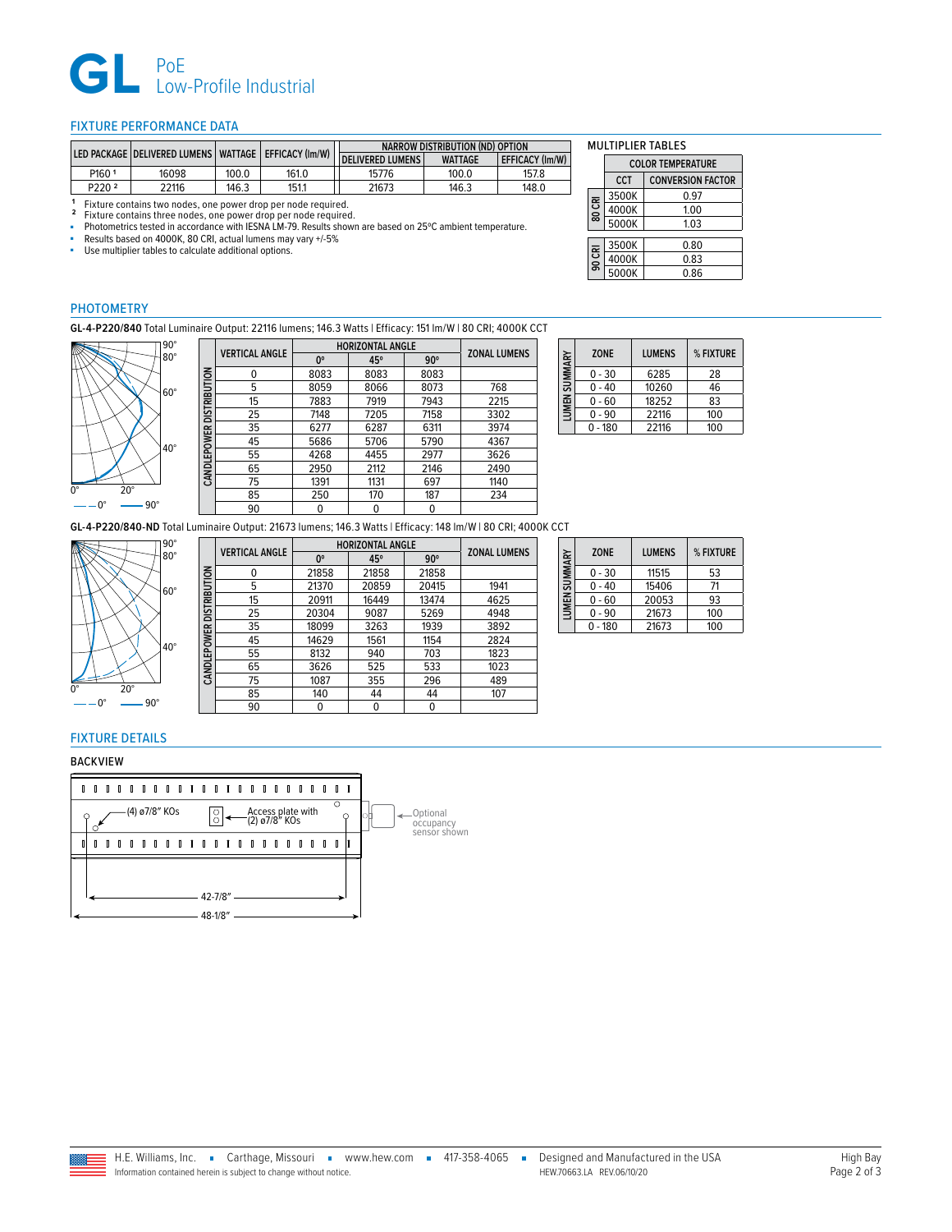# GL PoE Low-Profile Industrial

## FIXTURE PERFORMANCE DATA

| LED PACKAGE | DELIVERED LUMENS | WATTAGE | EFFICACY (lm/W) | NARROW DISTRIBUTION (ND) OPTION | | |
|---|---|---|---|---|---|---|
| | | | | DELIVERED LUMENS | WATTAGE | EFFICACY (lm/W) |
| P160 [1] | 16098 | 100.0 | 161.0 | 15776 | 100.0 | 157.8 |
| P220 [2] | 22116 | 146.3 | 151.1 | 21673 | 146.3 | 148.0 |

[1] Fixture contains two nodes, one power drop per node required.
[2] Fixture contains three nodes, one power drop per node required.

- Photometrics tested in accordance with IESNA LM-79. Results shown are based on 25ºC ambient temperature.
- Results based on 4000K, 80 CRI, actual lumens may vary +/-5%
- Use multiplier tables to calculate additional options.

### MULTIPLIER TABLES

| | COLOR TEMPERATURE | |
|---|---|---|
| | CCT | CONVERSION FACTOR |
| 80 CRI | 3500K | 0.97 |
| 80 CRI | 4000K | 1.00 |
| 80 CRI | 5000K | 1.03 |
| 90 CRI | 3500K | 0.80 |
| 90 CRI | 4000K | 0.83 |
| 90 CRI | 5000K | 0.86 |

## PHOTOMETRY

**GL-4-P220/840** Total Luminaire Output: 22116 lumens; 146.3 Watts | Efficacy: 151 lm/W | 80 CRI; 4000K CCT

CANDLEPOWER DISTRIBUTION

| VERTICAL ANGLE | HORIZONTAL ANGLE 0º | 45º | 90º | ZONAL LUMENS |
|---|---|---|---|---|
| 0 | 8083 | 8083 | 8083 | |
| 5 | 8059 | 8066 | 8073 | 768 |
| 15 | 7883 | 7919 | 7943 | 2215 |
| 25 | 7148 | 7205 | 7158 | 3302 |
| 35 | 6277 | 6287 | 6311 | 3974 |
| 45 | 5686 | 5706 | 5790 | 4367 |
| 55 | 4268 | 4455 | 2977 | 3626 |
| 65 | 2950 | 2112 | 2146 | 2490 |
| 75 | 1391 | 1131 | 697 | 1140 |
| 85 | 250 | 170 | 187 | 234 |
| 90 | 0 | 0 | 0 | |

LUMEN SUMMARY

| ZONE | LUMENS | % FIXTURE |
|---|---|---|
| 0 - 30 | 6285 | 28 |
| 0 - 40 | 10260 | 46 |
| 0 - 60 | 18252 | 83 |
| 0 - 90 | 22116 | 100 |
| 0 - 180 | 22116 | 100 |

**GL-4-P220/840-ND** Total Luminaire Output: 21673 lumens; 146.3 Watts | Efficacy: 148 lm/W | 80 CRI; 4000K CCT

CANDLEPOWER DISTRIBUTION

| VERTICAL ANGLE | HORIZONTAL ANGLE 0º | 45º | 90º | ZONAL LUMENS |
|---|---|---|---|---|
| 0 | 21858 | 21858 | 21858 | |
| 5 | 21370 | 20859 | 20415 | 1941 |
| 15 | 20911 | 16449 | 13474 | 4625 |
| 25 | 20304 | 9087 | 5269 | 4948 |
| 35 | 18099 | 3263 | 1939 | 3892 |
| 45 | 14629 | 1561 | 1154 | 2824 |
| 55 | 8132 | 940 | 703 | 1823 |
| 65 | 3626 | 525 | 533 | 1023 |
| 75 | 1087 | 355 | 296 | 489 |
| 85 | 140 | 44 | 44 | 107 |
| 90 | 0 | 0 | 0 | |

LUMEN SUMMARY

| ZONE | LUMENS | % FIXTURE |
|---|---|---|
| 0 - 30 | 11515 | 53 |
| 0 - 40 | 15406 | 71 |
| 0 - 60 | 20053 | 93 |
| 0 - 90 | 21673 | 100 |
| 0 - 180 | 21673 | 100 |

## FIXTURE DETAILS

### BACKVIEW

(4) ø7/8" KOs

Access plate with (2) ø7/8" KOs

Optional occupancy sensor shown

42-7/8"

48-1/8"

H.E. Williams, Inc. ▪ Carthage, Missouri ▪ www.hew.com ▪ 417-358-4065 ▪ Designed and Manufactured in the USA

Information contained herein is subject to change without notice. HEW.70663.LA REV.06/10/20

High Bay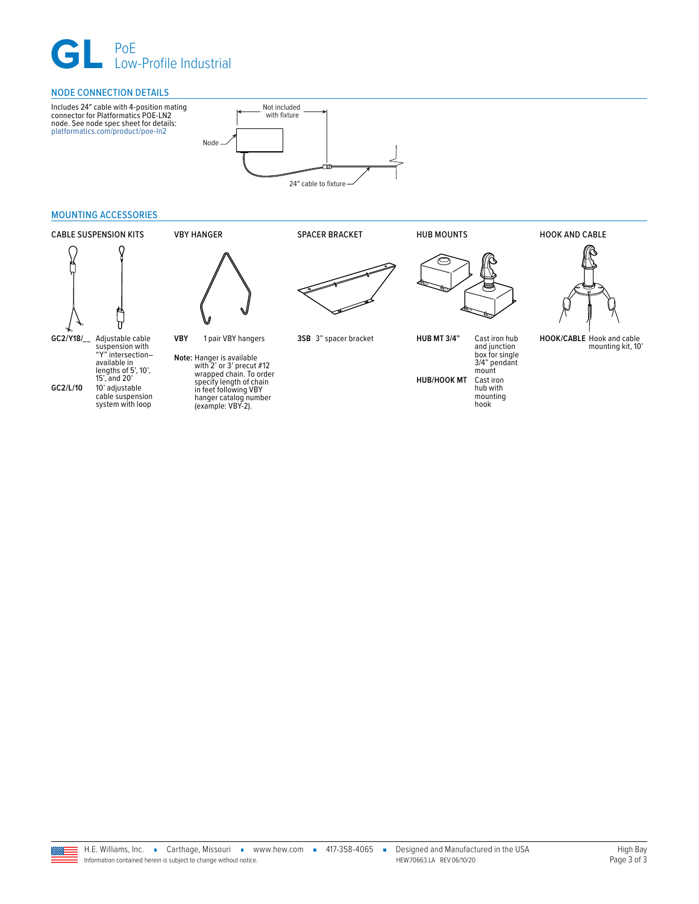# GL PoE Low-Profile Industrial

## NODE CONNECTION DETAILS

Includes 24" cable with 4-position mating connector for Platformatics POE-LN2 node. See node spec sheet for details: platformatics.com/product/poe-ln2

Not included with fixture

Node

24" cable to fixture

## MOUNTING ACCESSORIES

### CABLE SUSPENSION KITS

**GC2/Y18/__** Adjustable cable suspension with "Y" intersection–available in lengths of 5', 10', 15', and 20'

**GC2/L/10** 10' adjustable cable suspension system with loop

### VBY HANGER

**VBY** 1 pair VBY hangers

**Note:** Hanger is available with 2' or 3' precut #12 wrapped chain. To order specify length of chain in feet following VBY hanger catalog number (example: VBY-2).

### SPACER BRACKET

**3SB** 3" spacer bracket

### HUB MOUNTS

**HUB MT 3/4"** Cast iron hub and junction box for single 3/4" pendant mount

**HUB/HOOK MT** Cast iron hub with mounting hook

### HOOK AND CABLE

**HOOK/CABLE** Hook and cable mounting kit, 10'

H.E. Williams, Inc. ■ Carthage, Missouri ■ www.hew.com ■ 417-358-4065 ■ Designed and Manufactured in the USA

Information contained herein is subject to change without notice. HEW.70663.LA REV.06/10/20

High Bay